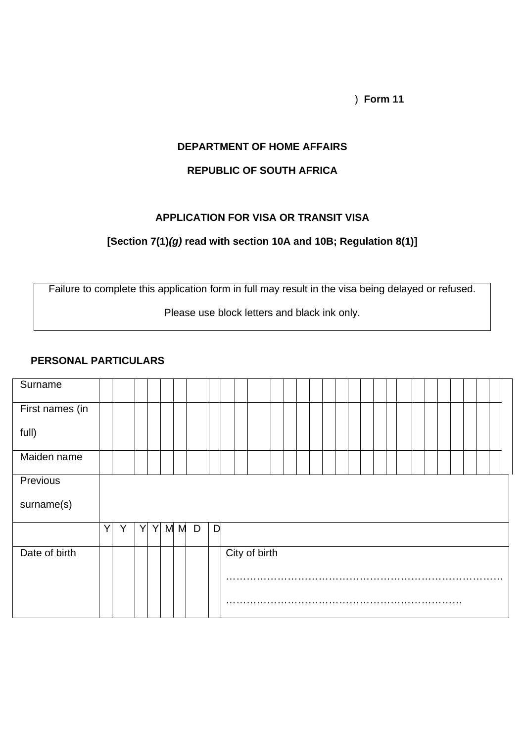) **Form 11**

**DEPARTMENT OF HOME AFFAIRS**

**REPUBLIC OF SOUTH AFRICA**

**APPLICATION FOR VISA OR TRANSIT VISA**

**[Section 7(1)*(g)* read with section 10A and 10B; Regulation 8(1)]**

| Failure to complete this application form in full may result in the visa being delayed or refused. Please use block letters and black ink only. |
|---|

**PERSONAL PARTICULARS**

| | | | | | | | | | |
|---|---|---|---|---|---|---|---|---|---|
| Surname | | | | | | | | | |
| First names (in full) | | | | | | | | | |
| Maiden name | | | | | | | | | |
| Previous surname(s) | | | | | | | | | |
| | Y | Y | Y | Y | M | M | D | D | |
| Date of birth | | | | | | | | | City of birth …………………………………………………………………… …………………………………………………………… |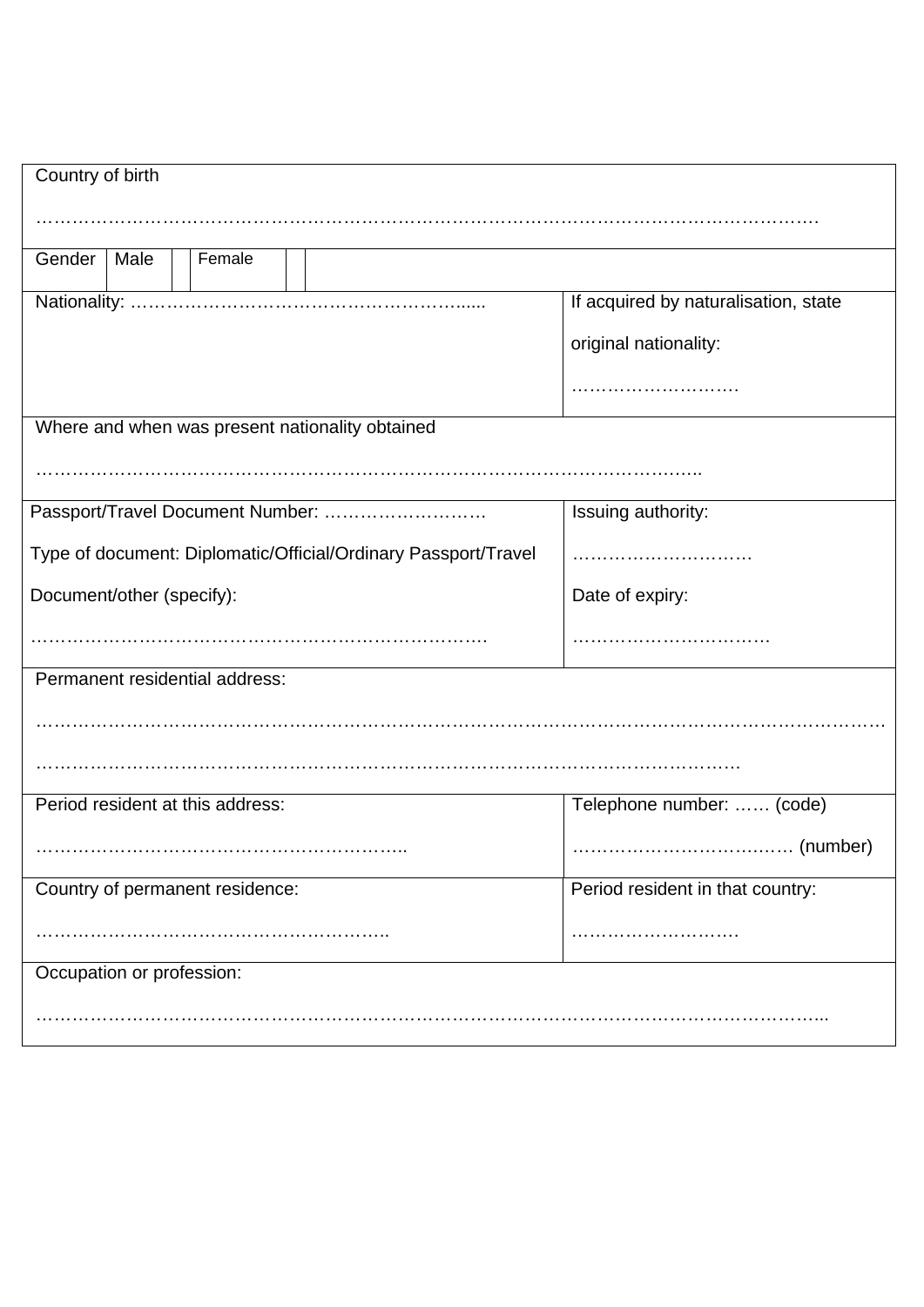| Country of birth<br><br>………………………………………………………………………………………………………………… | | | | | |
|---|---|---|---|---|---|
| Gender | Male | | Female | | |

| Nationality: …………………………………………………...... | If acquired by naturalisation, state<br><br>original nationality:<br><br>………………………. |
|---|---|
| Where and when was present nationality obtained<br><br>……………………………………………………………………………………………….. | |
| Passport/Travel Document Number: ……………………….<br><br>Type of document: Diplomatic/Official/Ordinary Passport/Travel<br><br>Document/other (specify):<br><br>………………………………………………………………… | Issuing authority:<br><br>………………………….<br><br>Date of expiry:<br><br>…………………………… |
| Permanent residential address:<br><br>……………………………………………………………………………………………………………………<br><br>……………………………………………………………………………………………………. | |
| Period resident at this address:<br><br>…………………………………………………….. | Telephone number: …… (code)<br><br>……………………………… (number) |
| Country of permanent residence:<br><br>………………………………………………….. | Period resident in that country:<br><br>………………………. |
| Occupation or profession:<br><br>………………………………………………………………………………………………………………... | |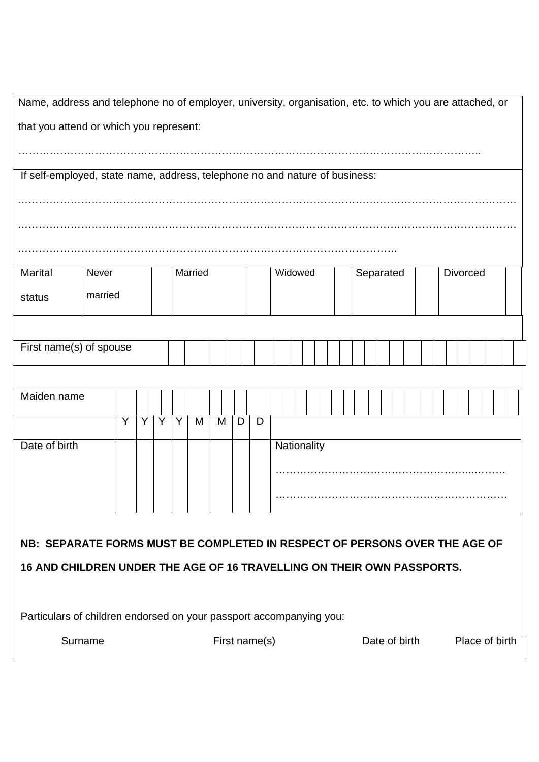Name, address and telephone no of employer, university, organisation, etc. to which you are attached, or that you attend or which you represent:

…………………………………………………………………………………………………………………..

If self-employed, state name, address, telephone no and nature of business:

……………………………………………………………………………………………………………………

……………………………………………………………………………………………………………………

…………………………………………………………………………………………………

| Marital status | Never married | | Married | | Widowed | | Separated | | Divorced | |
|---|---|---|---|---|---|---|---|---|---|---|

| First name(s) of spouse | | | | | | | | | | | | | | | | | | | | | | | | | | | | |
|---|---|---|---|---|---|---|---|---|---|---|---|---|---|---|---|---|---|---|---|---|---|---|---|---|---|---|---|---|

| Maiden name | | | | | | | | | | | | | | | | | | | | | | | | | | | | | | |
|---|---|---|---|---|---|---|---|---|---|---|---|---|---|---|---|---|---|---|---|---|---|---|---|---|---|---|---|---|---|---|

| | Y | Y | Y | Y | M | M | D | D | |
|---|---|---|---|---|---|---|---|---|---|
| Date of birth | | | | | | | | | Nationality ………………………………………………..……… ………………………………………………………… |

**NB: SEPARATE FORMS MUST BE COMPLETED IN RESPECT OF PERSONS OVER THE AGE OF 16 AND CHILDREN UNDER THE AGE OF 16 TRAVELLING ON THEIR OWN PASSPORTS.**

Particulars of children endorsed on your passport accompanying you:

| Surname | First name(s) | Date of birth | Place of birth |
|---|---|---|---|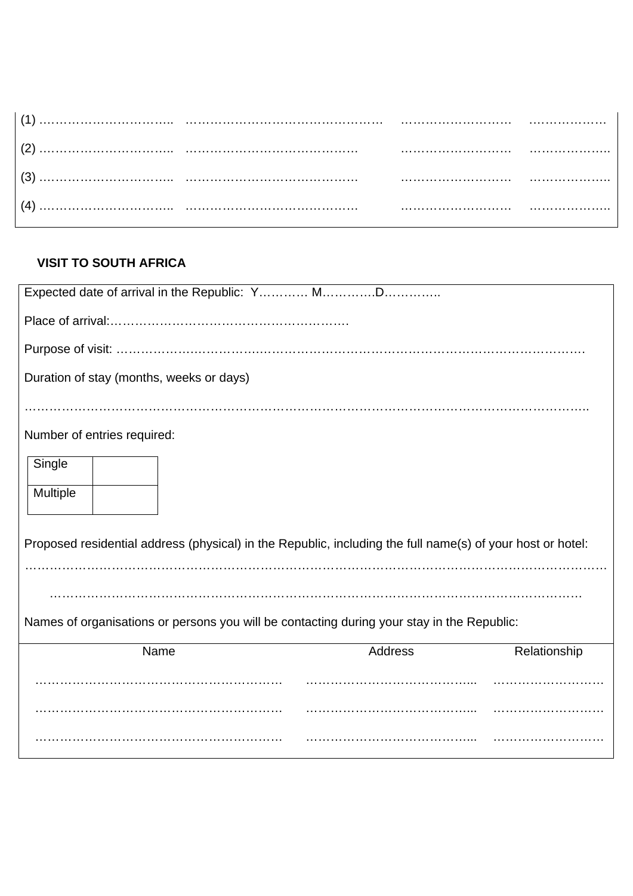(1) …………………………..   …………………………………………   ………………………   ………………

(2) …………………………..   ……………………………………   ………………………   ………………..

(3) …………………………..   ……………………………………   ………………………   ………………..

(4) …………………………..   ……………………………………   ………………………   ………………..

**VISIT TO SOUTH AFRICA**

Expected date of arrival in the Republic: Y………… M………….D…………..

Place of arrival:………………………………………………….

Purpose of visit: …………………………………………………………………………………………………….

Duration of stay (months, weeks or days)

……………………………………………………………………………………………………………………..

Number of entries required:

| Single | |
|---|---|
| Multiple | |

Proposed residential address (physical) in the Republic, including the full name(s) of your host or hotel:

………………………………………………………………………………………………………………………

……………………………………………………………………………………………………………

Names of organisations or persons you will be contacting during your stay in the Republic:

| Name | Address | Relationship |
|---|---|---|
| …………………………………………………… | …………………………………….... | ……………………… |
| …………………………………………………… | …………………………………….... | ……………………… |
| …………………………………………………… | …………………………………….... | ……………………… |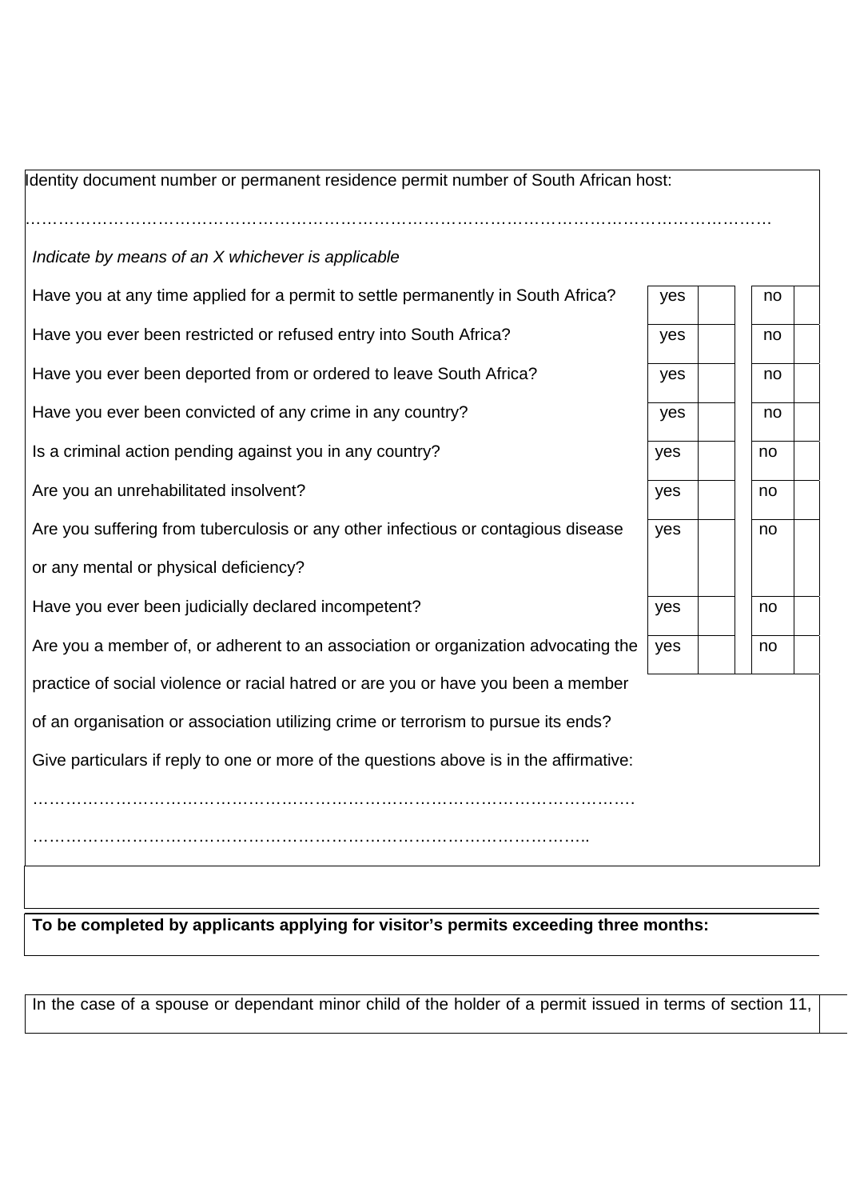Identity document number or permanent residence permit number of South African host:

……………………………………………………………………………………………………………………

*Indicate by means of an X whichever is applicable*

| Question | yes | | no | |
|---|---|---|---|---|
| Have you at any time applied for a permit to settle permanently in South Africa? | yes | | no | |
| Have you ever been restricted or refused entry into South Africa? | yes | | no | |
| Have you ever been deported from or ordered to leave South Africa? | yes | | no | |
| Have you ever been convicted of any crime in any country? | yes | | no | |
| Is a criminal action pending against you in any country? | yes | | no | |
| Are you an unrehabilitated insolvent? | yes | | no | |
| Are you suffering from tuberculosis or any other infectious or contagious disease or any mental or physical deficiency? | yes | | no | |
| Have you ever been judicially declared incompetent? | yes | | no | |
| Are you a member of, or adherent to an association or organization advocating the practice of social violence or racial hatred or are you or have you been a member of an organisation or association utilizing crime or terrorism to pursue its ends? | yes | | no | |

Give particulars if reply to one or more of the questions above is in the affirmative:

……………………………………………………………………………………………….

………………………………………………………………………………………….

**To be completed by applicants applying for visitor's permits exceeding three months:**

In the case of a spouse or dependant minor child of the holder of a permit issued in terms of section 11,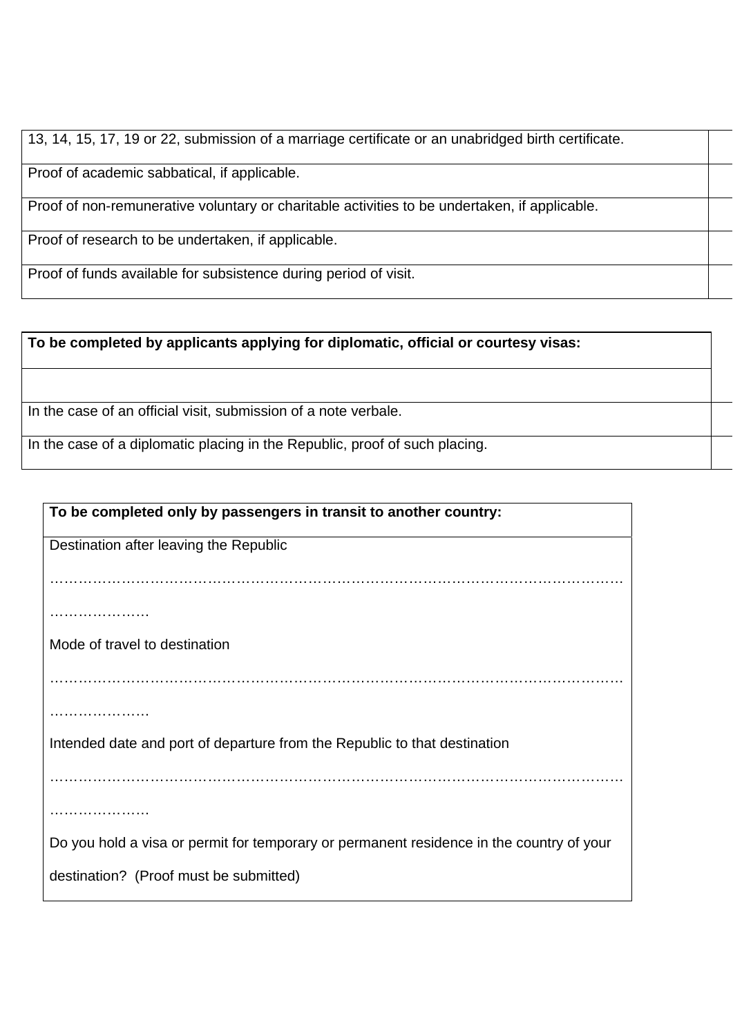| | |
|---|---|
| 13, 14, 15, 17, 19 or 22, submission of a marriage certificate or an unabridged birth certificate. | |
| Proof of academic sabbatical, if applicable. | |
| Proof of non-remunerative voluntary or charitable activities to be undertaken, if applicable. | |
| Proof of research to be undertaken, if applicable. | |
| Proof of funds available for subsistence during period of visit. | |

| **To be completed by applicants applying for diplomatic, official or courtesy visas:** | |
|---|---|
| | |
| In the case of an official visit, submission of a note verbale. | |
| In the case of a diplomatic placing in the Republic, proof of such placing. | |

**To be completed only by passengers in transit to another country:**

Destination after leaving the Republic

…………………………………………………………………………………………………………………………

Mode of travel to destination

…………………………………………………………………………………………………………………………

Intended date and port of departure from the Republic to that destination

…………………………………………………………………………………………………………………………

Do you hold a visa or permit for temporary or permanent residence in the country of your destination? (Proof must be submitted)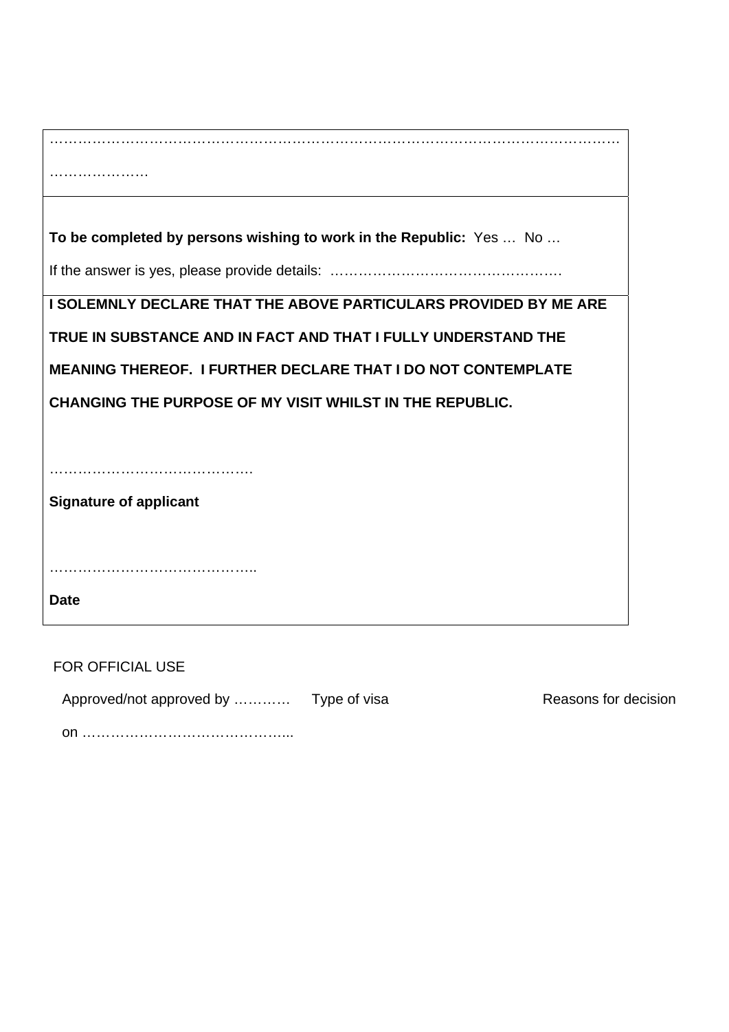……………………………………………………………………………………………………………

…………………

**To be completed by persons wishing to work in the Republic:** Yes … No …

If the answer is yes, please provide details: ………………………………………….

**I SOLEMNLY DECLARE THAT THE ABOVE PARTICULARS PROVIDED BY ME ARE TRUE IN SUBSTANCE AND IN FACT AND THAT I FULLY UNDERSTAND THE MEANING THEREOF. I FURTHER DECLARE THAT I DO NOT CONTEMPLATE CHANGING THE PURPOSE OF MY VISIT WHILST IN THE REPUBLIC.**

…………………………………….

**Signature of applicant**

……………………………………..

**Date**

FOR OFFICIAL USE

Approved/not approved by ………… Type of visa Reasons for decision

on ……………………………………..